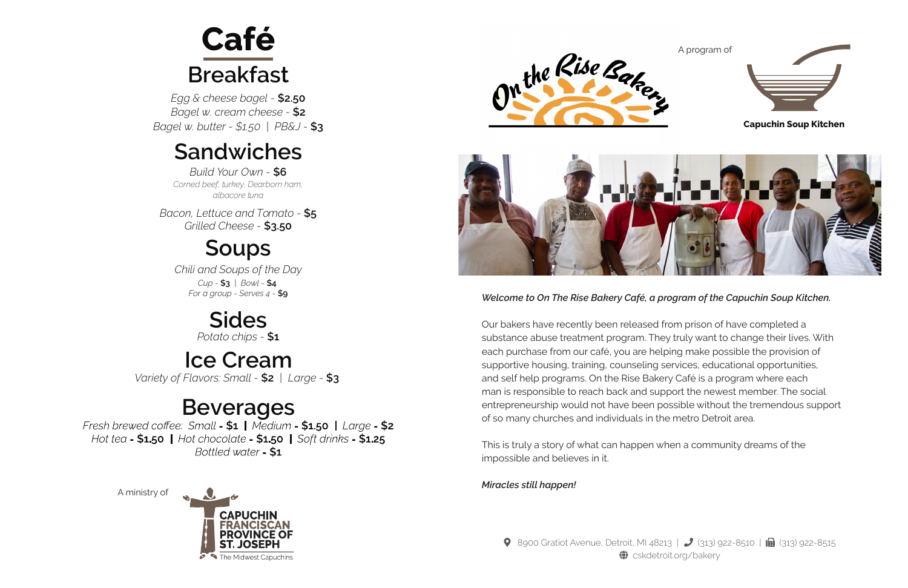# Café

## Breakfast

*Egg & cheese bagel* - **$2.50**
*Bagel w. cream cheese* - **$2**
*Bagel w. butter - $1.50* | *PB&J* - **$3**

## Sandwiches

*Build Your Own* - **$6**
*Corned beef, turkey, Dearborn ham, albacore tuna*

*Bacon, Lettuce and Tomato* - **$5**
*Grilled Cheese* - **$3.50**

## Soups

*Chili and Soups of the Day*
*Cup* - **$3** | *Bowl* - **$4**
*For a group - Serves 4* - **$9**

## Sides

*Potato chips* - **$1**

## Ice Cream

*Variety of Flavors: Small* - **$2** | *Large* - **$3**

## Beverages

*Fresh brewed coffee: Small* **- $1** | *Medium* **- $1.50** | *Large* **- $2**
*Hot tea* **- $1.50** | *Hot chocolate* **- $1.50** | *Soft drinks* **- $1.25**
*Bottled water* **- $1**

A ministry of CAPUCHIN FRANCISCAN PROVINCE OF ST. JOSEPH
The Midwest Capuchins

On the Rise Bakery

A program of

**Capuchin Soup Kitchen**

***Welcome to On The Rise Bakery Café, a program of the Capuchin Soup Kitchen.***

Our bakers have recently been released from prison of have completed a substance abuse treatment program. They truly want to change their lives. With each purchase from our café, you are helping make possible the provision of supportive housing, training, counseling services, educational opportunities, and self help programs. On the Rise Bakery Café is a program where each man is responsible to reach back and support the newest member. The social entrepreneurship would not have been possible without the tremendous support of so many churches and individuals in the metro Detroit area.

This is truly a story of what can happen when a community dreams of the impossible and believes in it.

***Miracles still happen!***

8900 Gratiot Avenue, Detroit, MI 48213 | (313) 922-8510 | (313) 922-8515
cskdetroit.org/bakery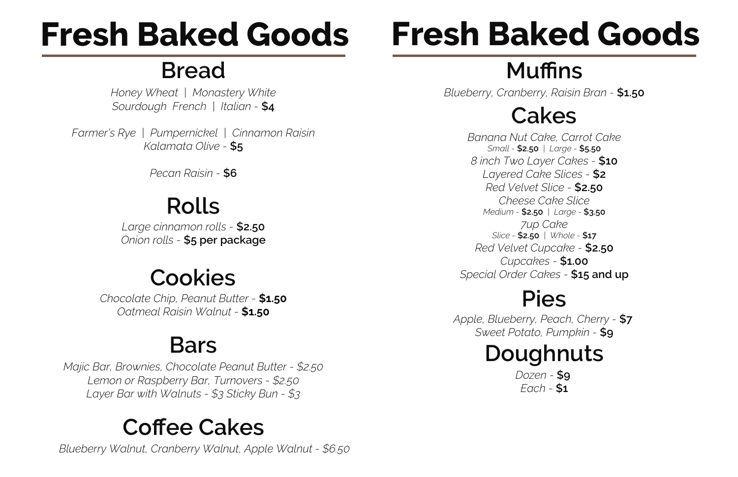# Fresh Baked Goods

## Bread

*Honey Wheat | Monastery White*
*Sourdough French | Italian* - **$4**

*Farmer's Rye | Pumpernickel | Cinnamon Raisin*
*Kalamata Olive* - **$5**

*Pecan Raisin* - **$6**

## Rolls

*Large cinnamon rolls* - **$2.50**
*Onion rolls* - **$5 per package**

## Cookies

*Chocolate Chip, Peanut Butter* - **$1.50**
*Oatmeal Raisin Walnut* - **$1.50**

## Bars

*Majic Bar, Brownies, Chocolate Peanut Butter - $2.50*
*Lemon or Raspberry Bar, Turnovers - $2.50*
*Layer Bar with Walnuts - $3 Sticky Bun - $3*

## Coffee Cakes

*Blueberry Walnut, Cranberry Walnut, Apple Walnut - $6.50*

# Fresh Baked Goods

## Muffins

*Blueberry, Cranberry, Raisin Bran* - **$1.50**

## Cakes

*Banana Nut Cake, Carrot Cake*
*Small* - **$2.50** | *Large* - **$5.50**
*8 inch Two Layer Cakes* - **$10**
*Layered Cake Slices* - **$2**
*Red Velvet Slice* - **$2.50**
*Cheese Cake Slice*
*Medium* - **$2.50** | *Large* - **$3.50**
*7up Cake*
*Slice* - **$2.50** | *Whole* - **$17**
*Red Velvet Cupcake* - **$2.50**
*Cupcakes* - **$1.00**
*Special Order Cakes* - **$15 and up**

## Pies

*Apple, Blueberry, Peach, Cherry* - **$7**
*Sweet Potato, Pumpkin* - **$9**

## Doughnuts

*Dozen* - **$9**
*Each* - **$1**